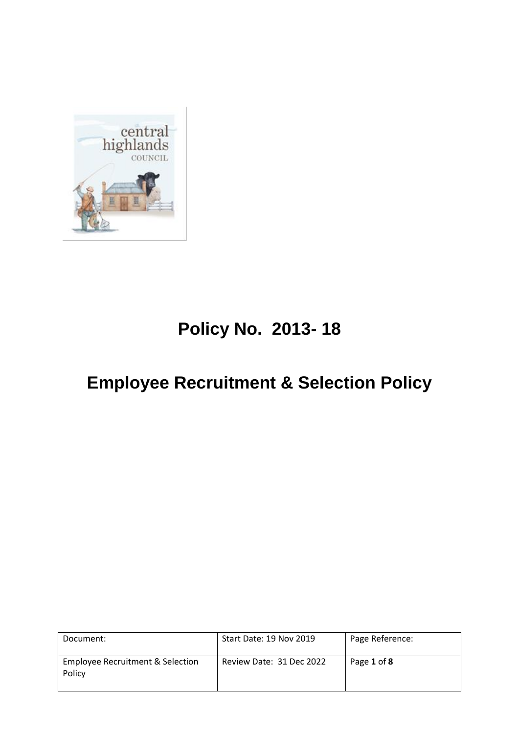# Policy No. 2013- 18

# Employee Recruitment & Selection Policy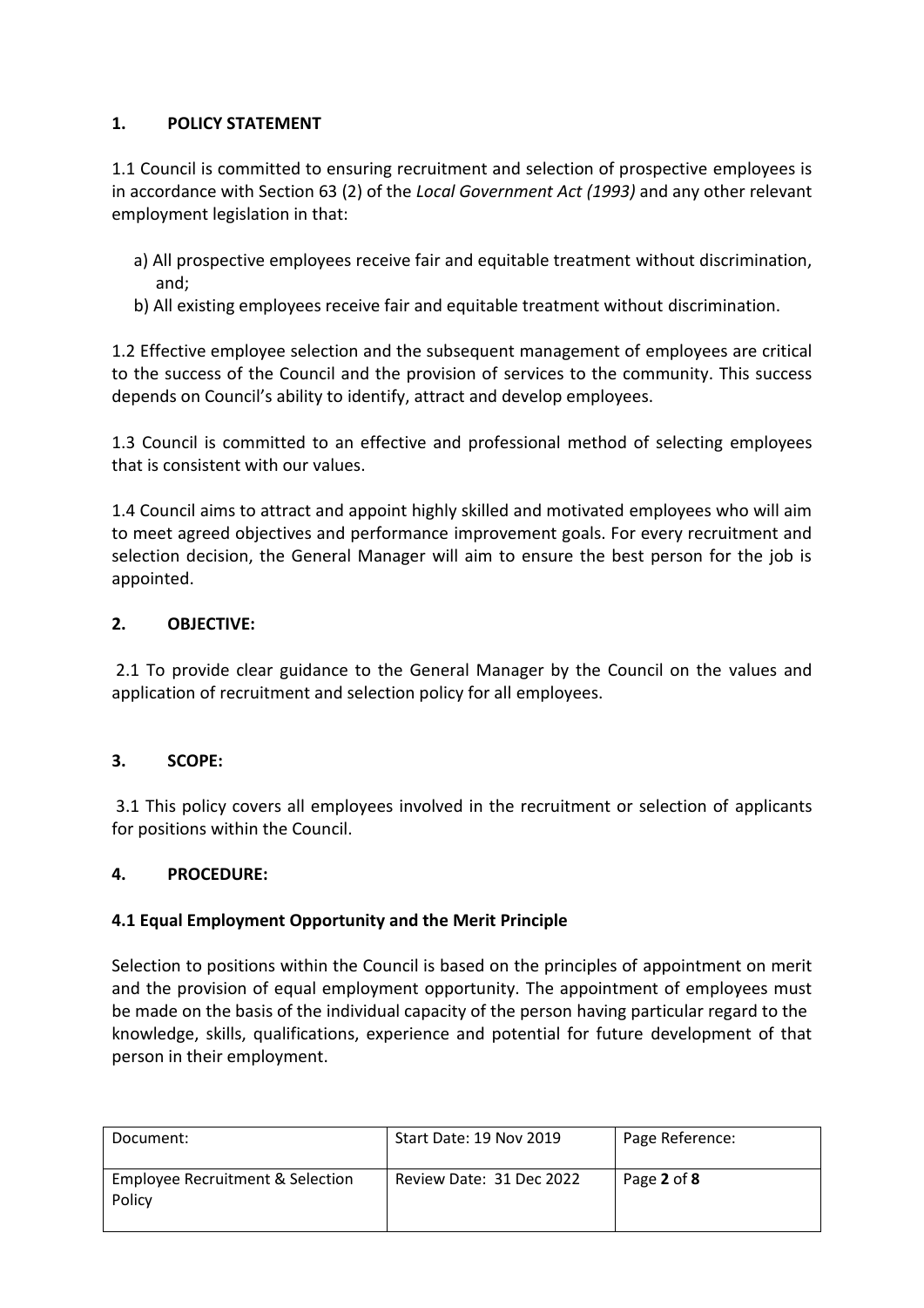## 1. POLICY STATEMENT

1.1 Council is committed to ensuring recruitment and selection of prospective employees is in accordance with Section 63 (2) of the *Local Government Act (1993)* and any other relevant employment legislation in that:

a) All prospective employees receive fair and equitable treatment without discrimination, and;

b) All existing employees receive fair and equitable treatment without discrimination.

1.2 Effective employee selection and the subsequent management of employees are critical to the success of the Council and the provision of services to the community. This success depends on Council's ability to identify, attract and develop employees.

1.3 Council is committed to an effective and professional method of selecting employees that is consistent with our values.

1.4 Council aims to attract and appoint highly skilled and motivated employees who will aim to meet agreed objectives and performance improvement goals. For every recruitment and selection decision, the General Manager will aim to ensure the best person for the job is appointed.

## 2. OBJECTIVE:

2.1 To provide clear guidance to the General Manager by the Council on the values and application of recruitment and selection policy for all employees.

## 3. SCOPE:

3.1 This policy covers all employees involved in the recruitment or selection of applicants for positions within the Council.

## 4. PROCEDURE:

### 4.1 Equal Employment Opportunity and the Merit Principle

Selection to positions within the Council is based on the principles of appointment on merit and the provision of equal employment opportunity. The appointment of employees must be made on the basis of the individual capacity of the person having particular regard to the knowledge, skills, qualifications, experience and potential for future development of that person in their employment.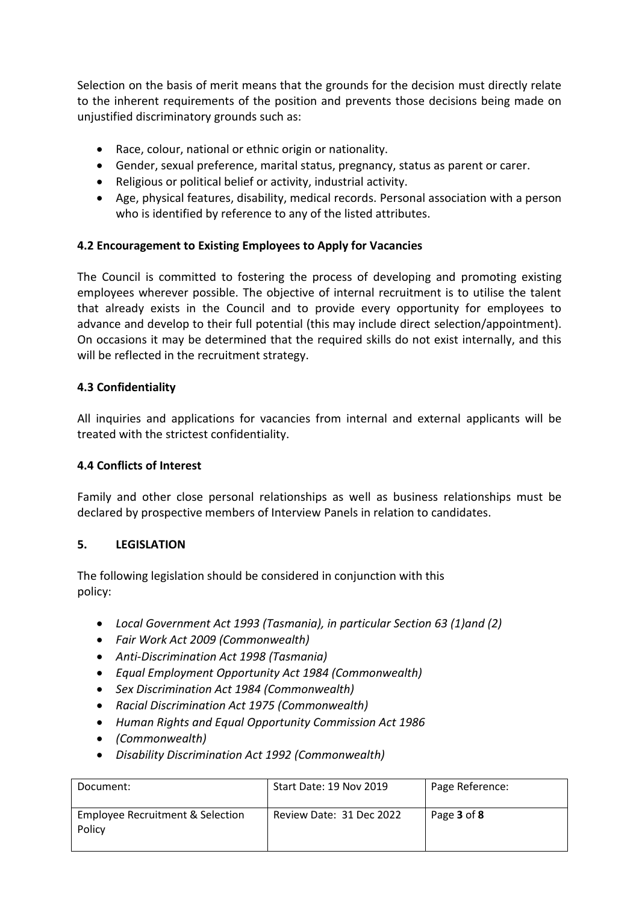Selection on the basis of merit means that the grounds for the decision must directly relate to the inherent requirements of the position and prevents those decisions being made on unjustified discriminatory grounds such as:

- Race, colour, national or ethnic origin or nationality.
- Gender, sexual preference, marital status, pregnancy, status as parent or carer.
- Religious or political belief or activity, industrial activity.
- Age, physical features, disability, medical records. Personal association with a person who is identified by reference to any of the listed attributes.

### 4.2 Encouragement to Existing Employees to Apply for Vacancies

The Council is committed to fostering the process of developing and promoting existing employees wherever possible. The objective of internal recruitment is to utilise the talent that already exists in the Council and to provide every opportunity for employees to advance and develop to their full potential (this may include direct selection/appointment). On occasions it may be determined that the required skills do not exist internally, and this will be reflected in the recruitment strategy.

### 4.3 Confidentiality

All inquiries and applications for vacancies from internal and external applicants will be treated with the strictest confidentiality.

### 4.4 Conflicts of Interest

Family and other close personal relationships as well as business relationships must be declared by prospective members of Interview Panels in relation to candidates.

## 5. LEGISLATION

The following legislation should be considered in conjunction with this policy:

- *Local Government Act 1993 (Tasmania), in particular Section 63 (1)and (2)*
- *Fair Work Act 2009 (Commonwealth)*
- *Anti-Discrimination Act 1998 (Tasmania)*
- *Equal Employment Opportunity Act 1984 (Commonwealth)*
- *Sex Discrimination Act 1984 (Commonwealth)*
- *Racial Discrimination Act 1975 (Commonwealth)*
- *Human Rights and Equal Opportunity Commission Act 1986*
- *(Commonwealth)*
- *Disability Discrimination Act 1992 (Commonwealth)*

| Document: | Start Date: 19 Nov 2019 | Page Reference: |
|---|---|---|
| Employee Recruitment & Selection Policy | Review Date: 31 Dec 2022 | Page **3** of **8** |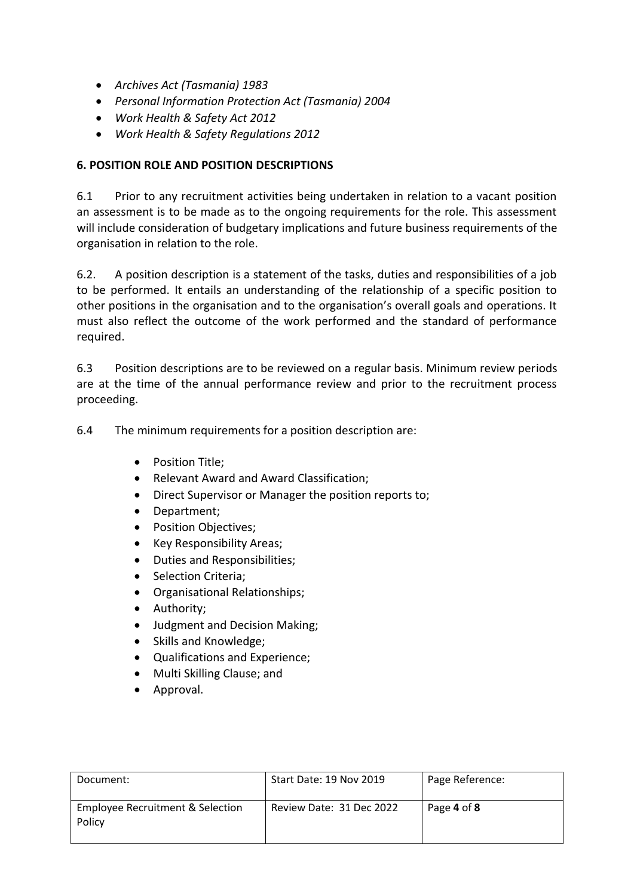- *Archives Act (Tasmania) 1983*
- *Personal Information Protection Act (Tasmania) 2004*
- *Work Health & Safety Act 2012*
- *Work Health & Safety Regulations 2012*

## 6. POSITION ROLE AND POSITION DESCRIPTIONS

6.1 Prior to any recruitment activities being undertaken in relation to a vacant position an assessment is to be made as to the ongoing requirements for the role. This assessment will include consideration of budgetary implications and future business requirements of the organisation in relation to the role.

6.2. A position description is a statement of the tasks, duties and responsibilities of a job to be performed. It entails an understanding of the relationship of a specific position to other positions in the organisation and to the organisation's overall goals and operations. It must also reflect the outcome of the work performed and the standard of performance required.

6.3 Position descriptions are to be reviewed on a regular basis. Minimum review periods are at the time of the annual performance review and prior to the recruitment process proceeding.

6.4 The minimum requirements for a position description are:

- Position Title;
- Relevant Award and Award Classification;
- Direct Supervisor or Manager the position reports to;
- Department;
- Position Objectives;
- Key Responsibility Areas;
- Duties and Responsibilities;
- Selection Criteria;
- Organisational Relationships;
- Authority;
- Judgment and Decision Making;
- Skills and Knowledge;
- Qualifications and Experience;
- Multi Skilling Clause; and
- Approval.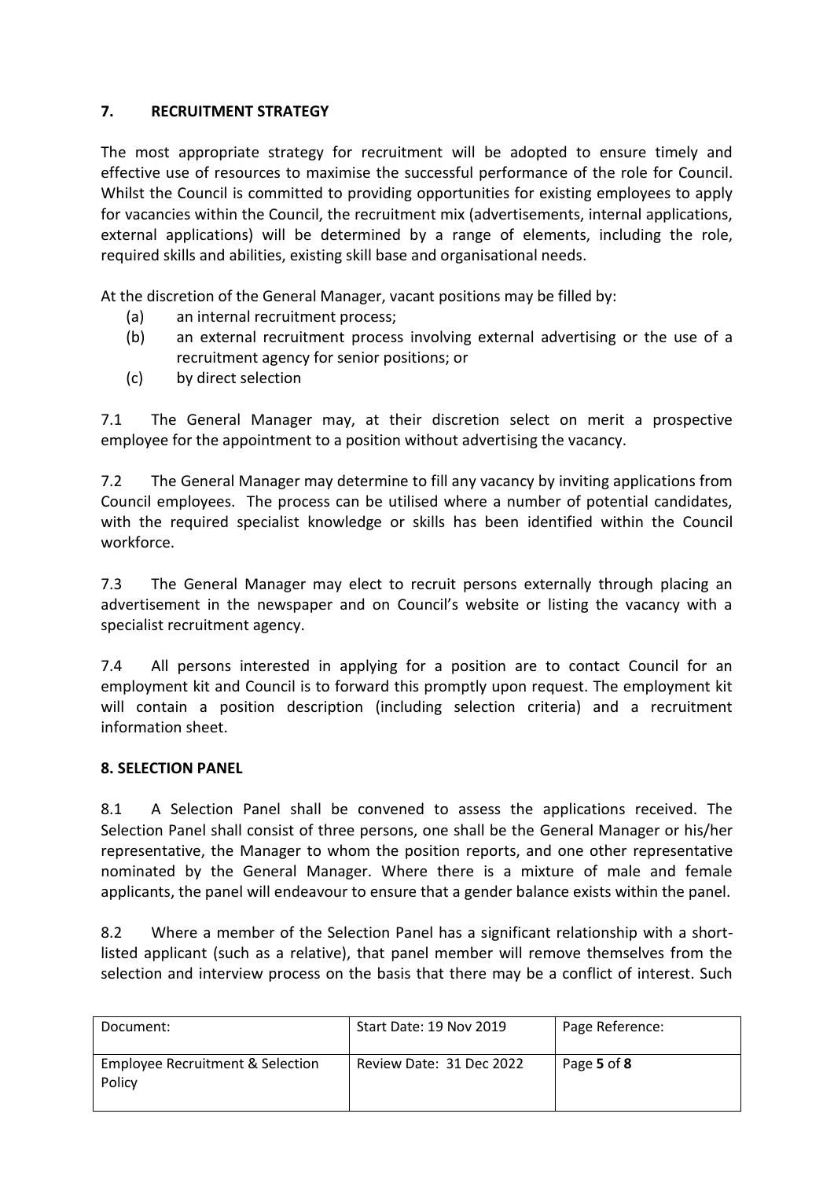## 7. RECRUITMENT STRATEGY

The most appropriate strategy for recruitment will be adopted to ensure timely and effective use of resources to maximise the successful performance of the role for Council. Whilst the Council is committed to providing opportunities for existing employees to apply for vacancies within the Council, the recruitment mix (advertisements, internal applications, external applications) will be determined by a range of elements, including the role, required skills and abilities, existing skill base and organisational needs.

At the discretion of the General Manager, vacant positions may be filled by:

- (a) an internal recruitment process;
- (b) an external recruitment process involving external advertising or the use of a recruitment agency for senior positions; or
- (c) by direct selection

7.1 The General Manager may, at their discretion select on merit a prospective employee for the appointment to a position without advertising the vacancy.

7.2 The General Manager may determine to fill any vacancy by inviting applications from Council employees. The process can be utilised where a number of potential candidates, with the required specialist knowledge or skills has been identified within the Council workforce.

7.3 The General Manager may elect to recruit persons externally through placing an advertisement in the newspaper and on Council's website or listing the vacancy with a specialist recruitment agency.

7.4 All persons interested in applying for a position are to contact Council for an employment kit and Council is to forward this promptly upon request. The employment kit will contain a position description (including selection criteria) and a recruitment information sheet.

## 8. SELECTION PANEL

8.1 A Selection Panel shall be convened to assess the applications received. The Selection Panel shall consist of three persons, one shall be the General Manager or his/her representative, the Manager to whom the position reports, and one other representative nominated by the General Manager. Where there is a mixture of male and female applicants, the panel will endeavour to ensure that a gender balance exists within the panel.

8.2 Where a member of the Selection Panel has a significant relationship with a short-listed applicant (such as a relative), that panel member will remove themselves from the selection and interview process on the basis that there may be a conflict of interest. Such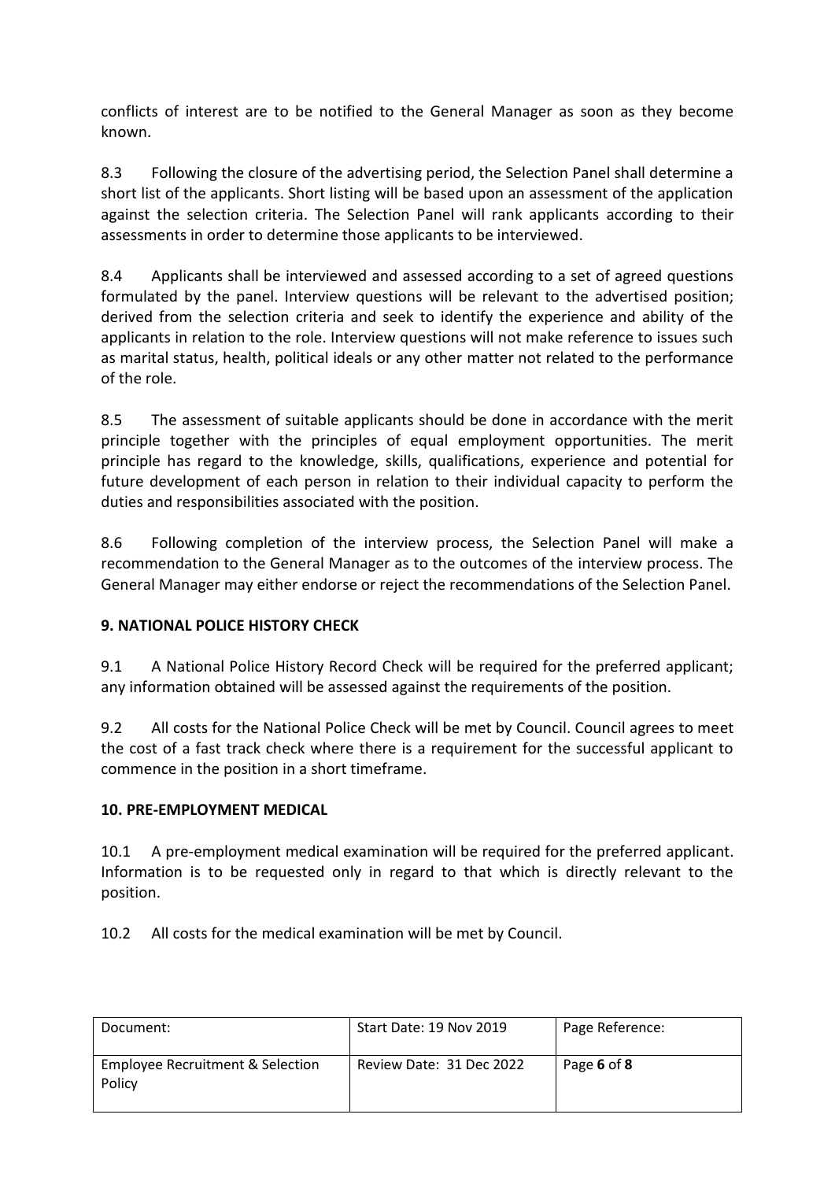conflicts of interest are to be notified to the General Manager as soon as they become known.

8.3 Following the closure of the advertising period, the Selection Panel shall determine a short list of the applicants. Short listing will be based upon an assessment of the application against the selection criteria. The Selection Panel will rank applicants according to their assessments in order to determine those applicants to be interviewed.

8.4 Applicants shall be interviewed and assessed according to a set of agreed questions formulated by the panel. Interview questions will be relevant to the advertised position; derived from the selection criteria and seek to identify the experience and ability of the applicants in relation to the role. Interview questions will not make reference to issues such as marital status, health, political ideals or any other matter not related to the performance of the role.

8.5 The assessment of suitable applicants should be done in accordance with the merit principle together with the principles of equal employment opportunities. The merit principle has regard to the knowledge, skills, qualifications, experience and potential for future development of each person in relation to their individual capacity to perform the duties and responsibilities associated with the position.

8.6 Following completion of the interview process, the Selection Panel will make a recommendation to the General Manager as to the outcomes of the interview process. The General Manager may either endorse or reject the recommendations of the Selection Panel.

**9. NATIONAL POLICE HISTORY CHECK**

9.1 A National Police History Record Check will be required for the preferred applicant; any information obtained will be assessed against the requirements of the position.

9.2 All costs for the National Police Check will be met by Council. Council agrees to meet the cost of a fast track check where there is a requirement for the successful applicant to commence in the position in a short timeframe.

**10. PRE-EMPLOYMENT MEDICAL**

10.1 A pre-employment medical examination will be required for the preferred applicant. Information is to be requested only in regard to that which is directly relevant to the position.

10.2 All costs for the medical examination will be met by Council.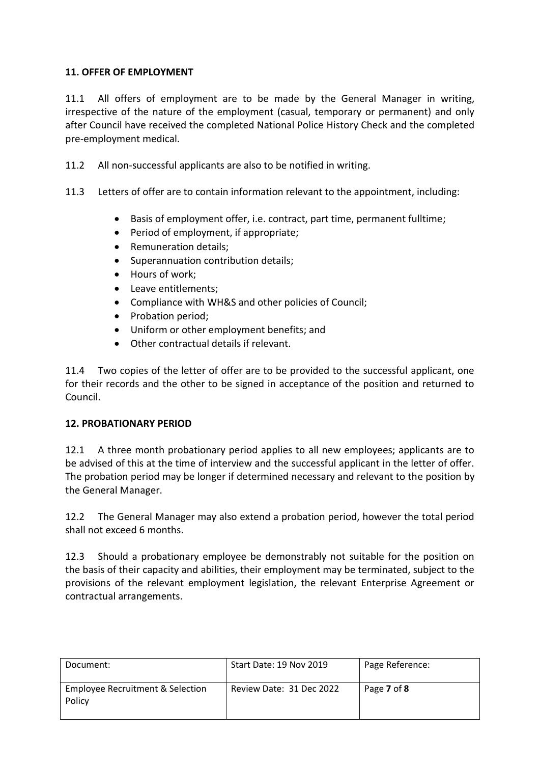**11. OFFER OF EMPLOYMENT**

11.1 All offers of employment are to be made by the General Manager in writing, irrespective of the nature of the employment (casual, temporary or permanent) and only after Council have received the completed National Police History Check and the completed pre-employment medical.

11.2 All non-successful applicants are also to be notified in writing.

11.3 Letters of offer are to contain information relevant to the appointment, including:

- Basis of employment offer, i.e. contract, part time, permanent fulltime;
- Period of employment, if appropriate;
- Remuneration details;
- Superannuation contribution details;
- Hours of work;
- Leave entitlements;
- Compliance with WH&S and other policies of Council;
- Probation period;
- Uniform or other employment benefits; and
- Other contractual details if relevant.

11.4 Two copies of the letter of offer are to be provided to the successful applicant, one for their records and the other to be signed in acceptance of the position and returned to Council.

**12. PROBATIONARY PERIOD**

12.1 A three month probationary period applies to all new employees; applicants are to be advised of this at the time of interview and the successful applicant in the letter of offer. The probation period may be longer if determined necessary and relevant to the position by the General Manager.

12.2 The General Manager may also extend a probation period, however the total period shall not exceed 6 months.

12.3 Should a probationary employee be demonstrably not suitable for the position on the basis of their capacity and abilities, their employment may be terminated, subject to the provisions of the relevant employment legislation, the relevant Enterprise Agreement or contractual arrangements.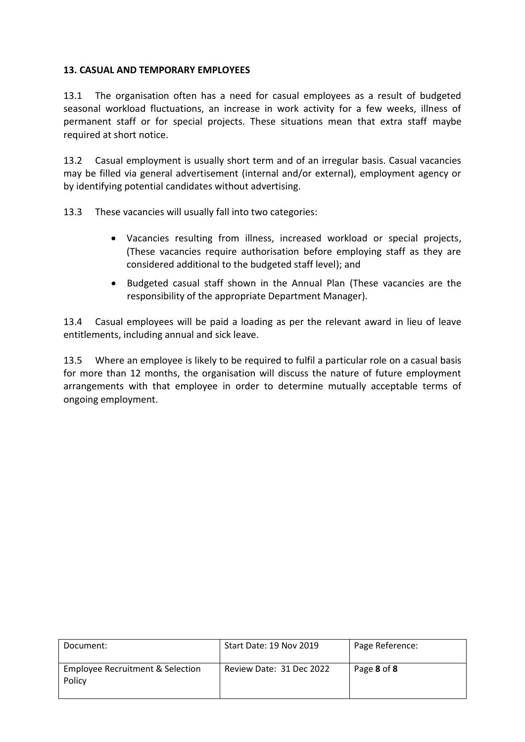**13. CASUAL AND TEMPORARY EMPLOYEES**

13.1 The organisation often has a need for casual employees as a result of budgeted seasonal workload fluctuations, an increase in work activity for a few weeks, illness of permanent staff or for special projects. These situations mean that extra staff maybe required at short notice.

13.2 Casual employment is usually short term and of an irregular basis. Casual vacancies may be filled via general advertisement (internal and/or external), employment agency or by identifying potential candidates without advertising.

13.3 These vacancies will usually fall into two categories:

- Vacancies resulting from illness, increased workload or special projects, (These vacancies require authorisation before employing staff as they are considered additional to the budgeted staff level); and
- Budgeted casual staff shown in the Annual Plan (These vacancies are the responsibility of the appropriate Department Manager).

13.4 Casual employees will be paid a loading as per the relevant award in lieu of leave entitlements, including annual and sick leave.

13.5 Where an employee is likely to be required to fulfil a particular role on a casual basis for more than 12 months, the organisation will discuss the nature of future employment arrangements with that employee in order to determine mutually acceptable terms of ongoing employment.